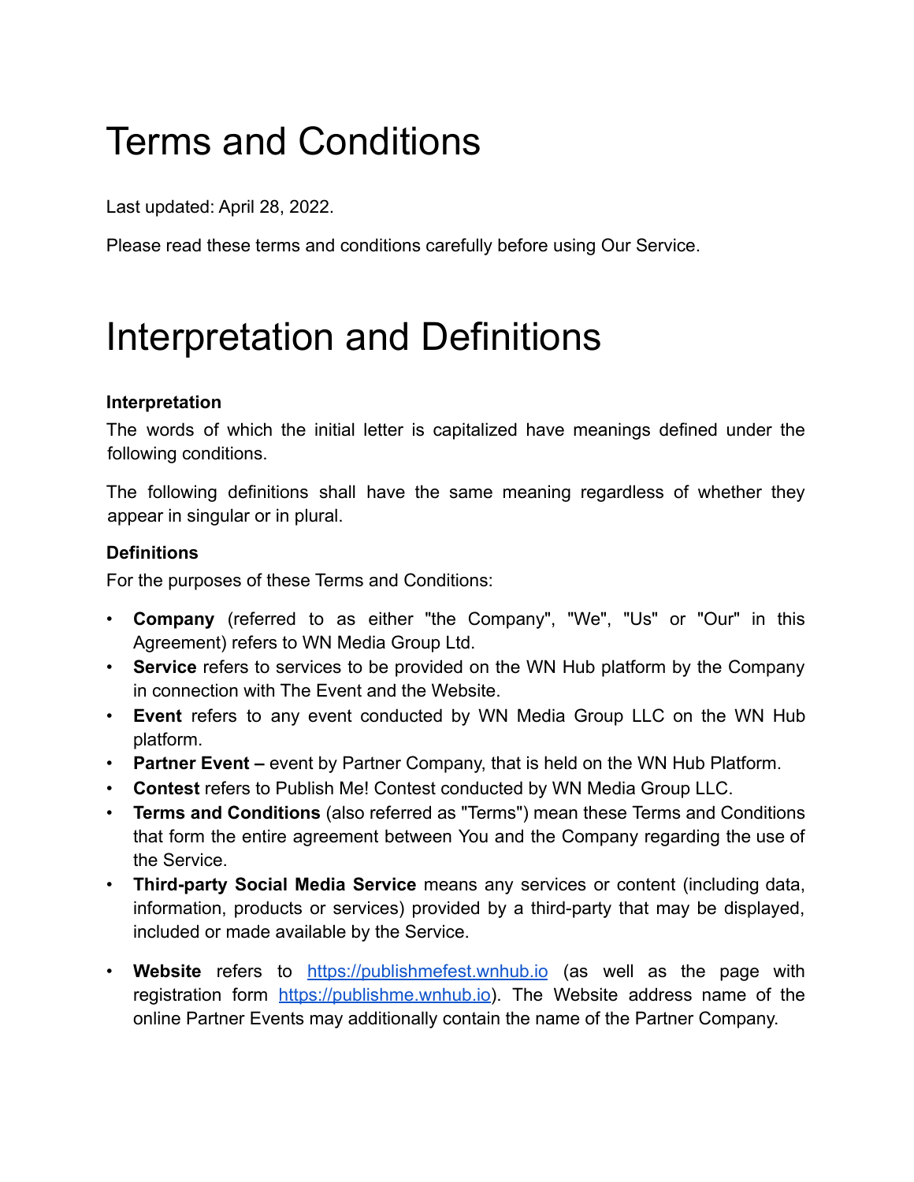# Terms and Conditions

Last updated: April 28, 2022.

Please read these terms and conditions carefully before using Our Service.

# Interpretation and Definitions

### Interpretation

The words of which the initial letter is capitalized have meanings defined under the following conditions.

The following definitions shall have the same meaning regardless of whether they appear in singular or in plural.

### Definitions

For the purposes of these Terms and Conditions:

- **Company** (referred to as either "the Company", "We", "Us" or "Our" in this Agreement) refers to WN Media Group Ltd.
- **Service** refers to services to be provided on the WN Hub platform by the Company in connection with The Event and the Website.
- **Event** refers to any event conducted by WN Media Group LLC on the WN Hub platform.
- **Partner Event –** event by Partner Company, that is held on the WN Hub Platform.
- **Contest** refers to Publish Me! Contest conducted by WN Media Group LLC.
- **Terms and Conditions** (also referred as "Terms") mean these Terms and Conditions that form the entire agreement between You and the Company regarding the use of the Service.
- **Third-party Social Media Service** means any services or content (including data, information, products or services) provided by a third-party that may be displayed, included or made available by the Service.
- **Website** refers to [https://publishmefest.wnhub.io](https://publishmefest.wnhub.io) (as well as the page with registration form [https://publishme.wnhub.io](https://publishme.wnhub.io)). The Website address name of the online Partner Events may additionally contain the name of the Partner Company.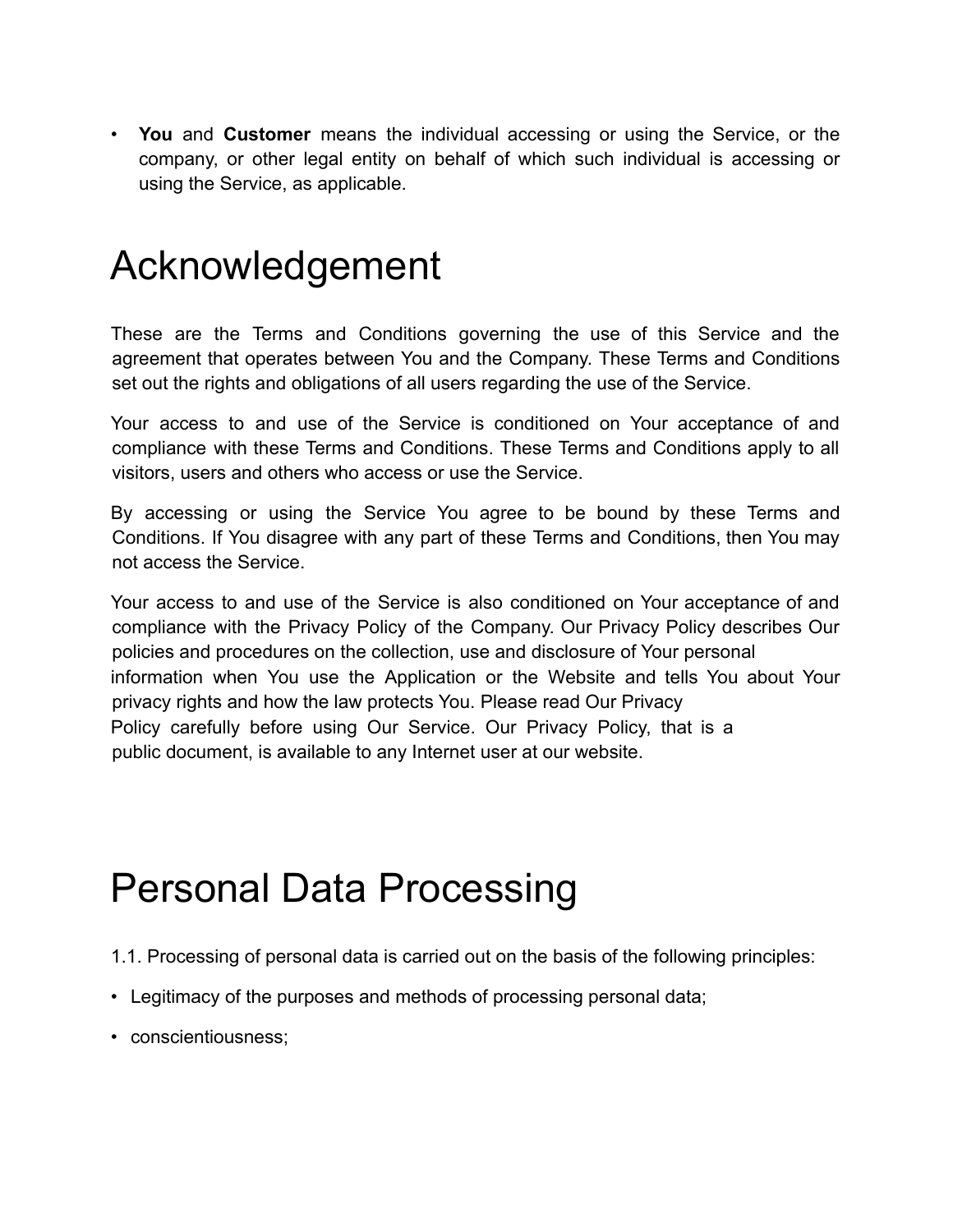- **You** and **Customer** means the individual accessing or using the Service, or the company, or other legal entity on behalf of which such individual is accessing or using the Service, as applicable.

# Acknowledgement

These are the Terms and Conditions governing the use of this Service and the agreement that operates between You and the Company. These Terms and Conditions set out the rights and obligations of all users regarding the use of the Service.

Your access to and use of the Service is conditioned on Your acceptance of and compliance with these Terms and Conditions. These Terms and Conditions apply to all visitors, users and others who access or use the Service.

By accessing or using the Service You agree to be bound by these Terms and Conditions. If You disagree with any part of these Terms and Conditions, then You may not access the Service.

Your access to and use of the Service is also conditioned on Your acceptance of and compliance with the Privacy Policy of the Company. Our Privacy Policy describes Our policies and procedures on the collection, use and disclosure of Your personal information when You use the Application or the Website and tells You about Your privacy rights and how the law protects You. Please read Our Privacy Policy carefully before using Our Service. Our Privacy Policy, that is a public document, is available to any Internet user at our website.

# Personal Data Processing

1.1. Processing of personal data is carried out on the basis of the following principles:

- Legitimacy of the purposes and methods of processing personal data;
- conscientiousness;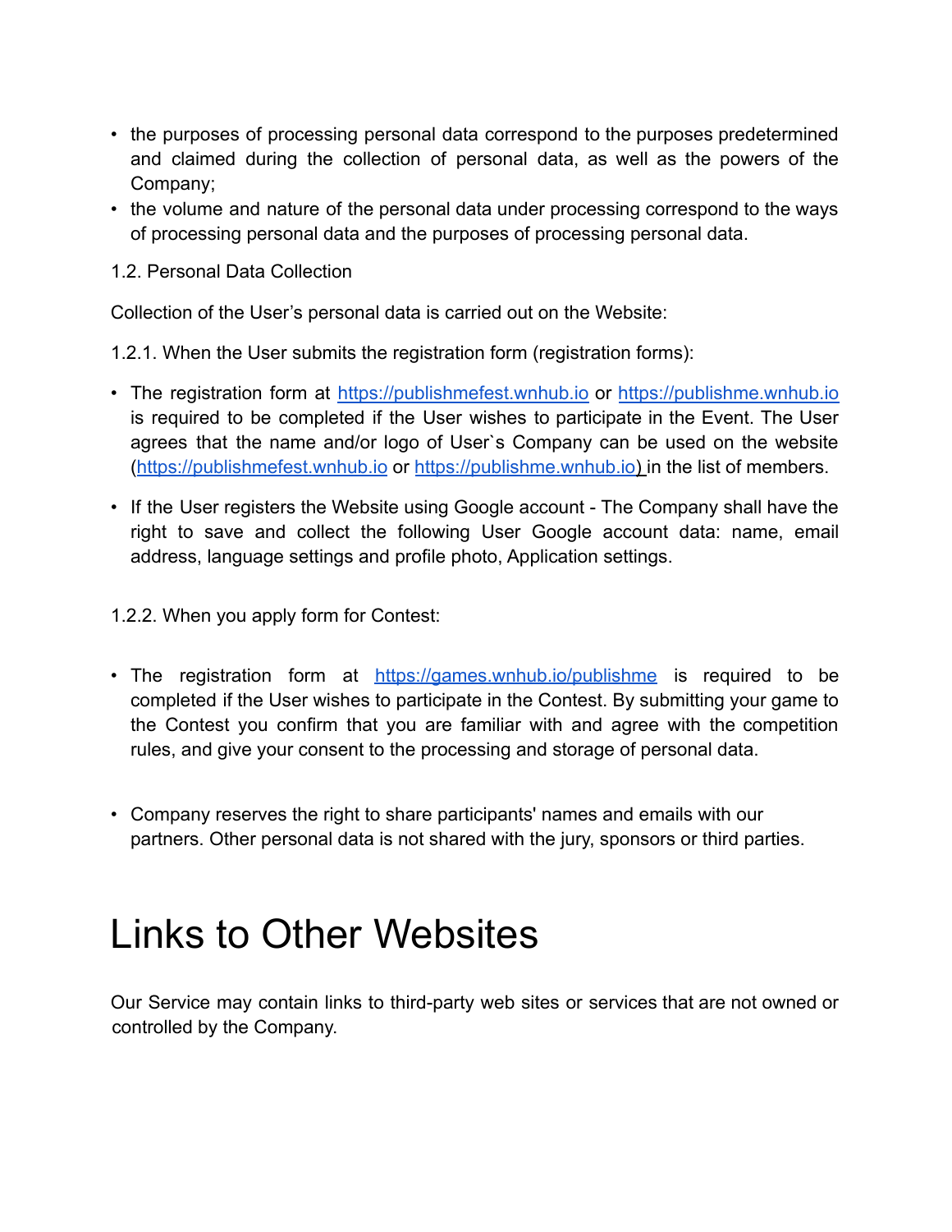- the purposes of processing personal data correspond to the purposes predetermined and claimed during the collection of personal data, as well as the powers of the Company;
- the volume and nature of the personal data under processing correspond to the ways of processing personal data and the purposes of processing personal data.

1.2. Personal Data Collection

Collection of the User's personal data is carried out on the Website:

1.2.1. When the User submits the registration form (registration forms):

- The registration form at https://publishmefest.wnhub.io or https://publishme.wnhub.io is required to be completed if the User wishes to participate in the Event. The User agrees that the name and/or logo of User`s Company can be used on the website (https://publishmefest.wnhub.io or https://publishme.wnhub.io) in the list of members.
- If the User registers the Website using Google account - The Company shall have the right to save and collect the following User Google account data: name, email address, language settings and profile photo, Application settings.

1.2.2. When you apply form for Contest:

- The registration form at https://games.wnhub.io/publishme is required to be completed if the User wishes to participate in the Contest. By submitting your game to the Contest you confirm that you are familiar with and agree with the competition rules, and give your consent to the processing and storage of personal data.
- Company reserves the right to share participants' names and emails with our partners. Other personal data is not shared with the jury, sponsors or third parties.

# Links to Other Websites

Our Service may contain links to third-party web sites or services that are not owned or controlled by the Company.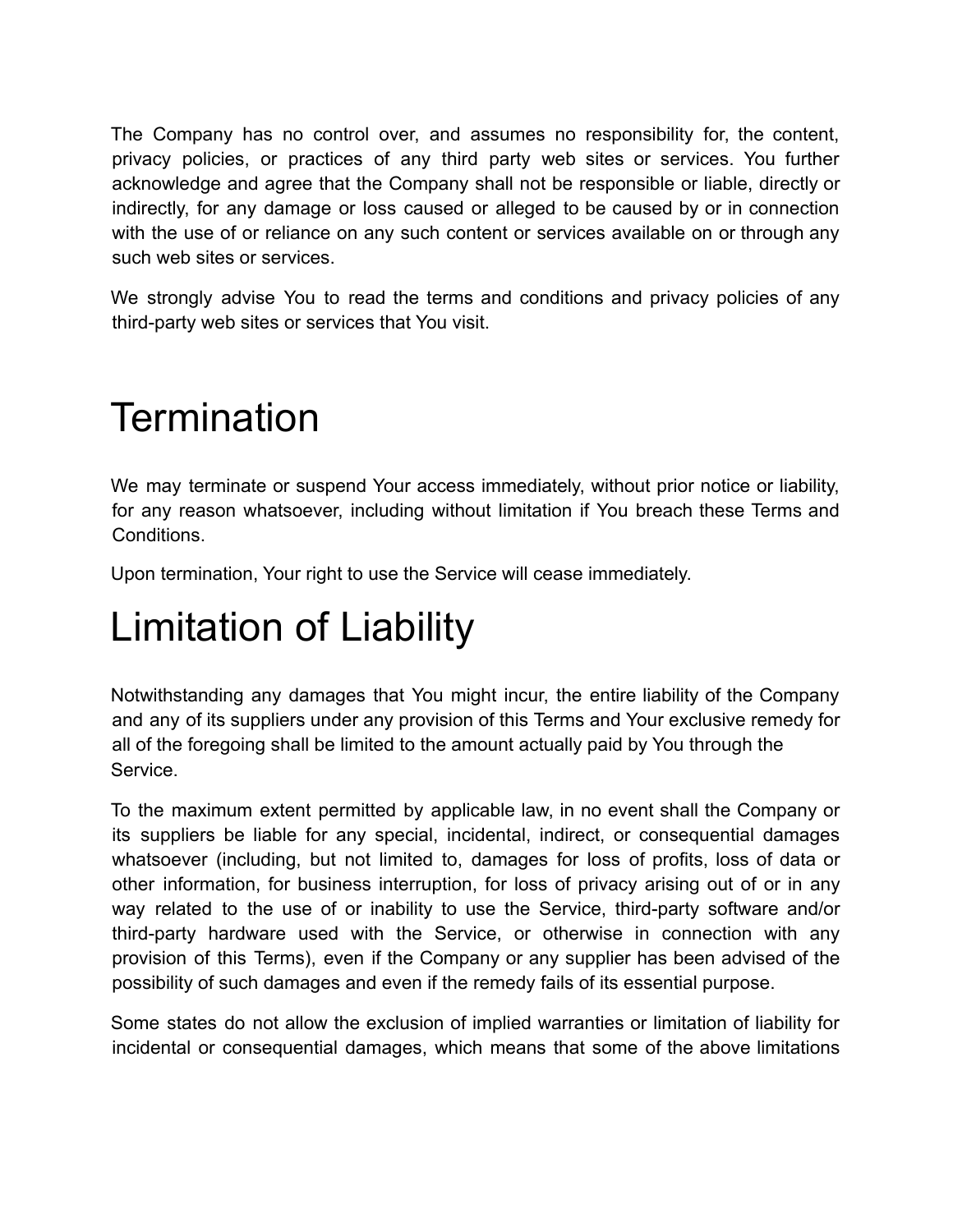The Company has no control over, and assumes no responsibility for, the content, privacy policies, or practices of any third party web sites or services. You further acknowledge and agree that the Company shall not be responsible or liable, directly or indirectly, for any damage or loss caused or alleged to be caused by or in connection with the use of or reliance on any such content or services available on or through any such web sites or services.

We strongly advise You to read the terms and conditions and privacy policies of any third-party web sites or services that You visit.

# Termination

We may terminate or suspend Your access immediately, without prior notice or liability, for any reason whatsoever, including without limitation if You breach these Terms and Conditions.

Upon termination, Your right to use the Service will cease immediately.

# Limitation of Liability

Notwithstanding any damages that You might incur, the entire liability of the Company and any of its suppliers under any provision of this Terms and Your exclusive remedy for all of the foregoing shall be limited to the amount actually paid by You through the Service.

To the maximum extent permitted by applicable law, in no event shall the Company or its suppliers be liable for any special, incidental, indirect, or consequential damages whatsoever (including, but not limited to, damages for loss of profits, loss of data or other information, for business interruption, for loss of privacy arising out of or in any way related to the use of or inability to use the Service, third-party software and/or third-party hardware used with the Service, or otherwise in connection with any provision of this Terms), even if the Company or any supplier has been advised of the possibility of such damages and even if the remedy fails of its essential purpose.

Some states do not allow the exclusion of implied warranties or limitation of liability for incidental or consequential damages, which means that some of the above limitations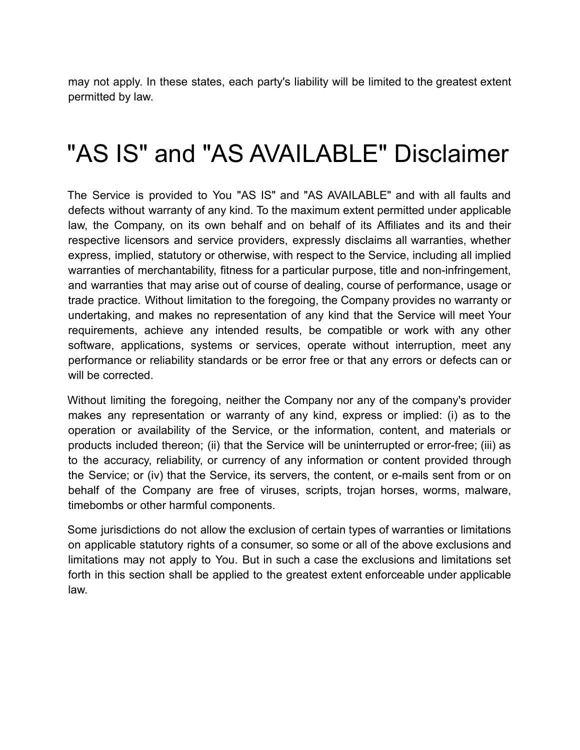may not apply. In these states, each party's liability will be limited to the greatest extent permitted by law.

# "AS IS" and "AS AVAILABLE" Disclaimer

The Service is provided to You "AS IS" and "AS AVAILABLE" and with all faults and defects without warranty of any kind. To the maximum extent permitted under applicable law, the Company, on its own behalf and on behalf of its Affiliates and its and their respective licensors and service providers, expressly disclaims all warranties, whether express, implied, statutory or otherwise, with respect to the Service, including all implied warranties of merchantability, fitness for a particular purpose, title and non-infringement, and warranties that may arise out of course of dealing, course of performance, usage or trade practice. Without limitation to the foregoing, the Company provides no warranty or undertaking, and makes no representation of any kind that the Service will meet Your requirements, achieve any intended results, be compatible or work with any other software, applications, systems or services, operate without interruption, meet any performance or reliability standards or be error free or that any errors or defects can or will be corrected.

Without limiting the foregoing, neither the Company nor any of the company's provider makes any representation or warranty of any kind, express or implied: (i) as to the operation or availability of the Service, or the information, content, and materials or products included thereon; (ii) that the Service will be uninterrupted or error-free; (iii) as to the accuracy, reliability, or currency of any information or content provided through the Service; or (iv) that the Service, its servers, the content, or e-mails sent from or on behalf of the Company are free of viruses, scripts, trojan horses, worms, malware, timebombs or other harmful components.

Some jurisdictions do not allow the exclusion of certain types of warranties or limitations on applicable statutory rights of a consumer, so some or all of the above exclusions and limitations may not apply to You. But in such a case the exclusions and limitations set forth in this section shall be applied to the greatest extent enforceable under applicable law.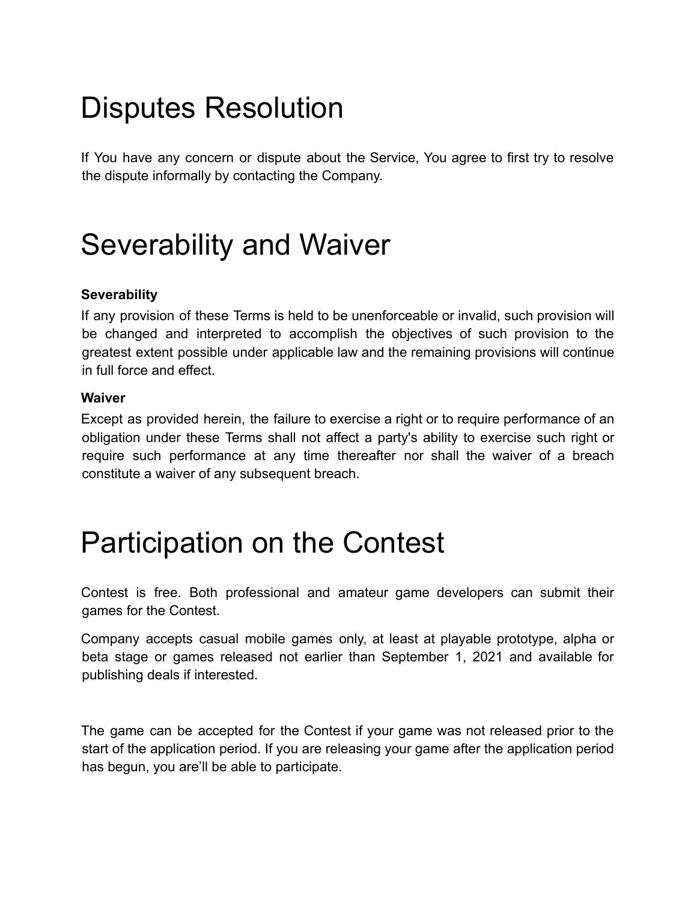# Disputes Resolution

If You have any concern or dispute about the Service, You agree to first try to resolve the dispute informally by contacting the Company.

# Severability and Waiver

**Severability**

If any provision of these Terms is held to be unenforceable or invalid, such provision will be changed and interpreted to accomplish the objectives of such provision to the greatest extent possible under applicable law and the remaining provisions will continue in full force and effect.

**Waiver**

Except as provided herein, the failure to exercise a right or to require performance of an obligation under these Terms shall not affect a party's ability to exercise such right or require such performance at any time thereafter nor shall the waiver of a breach constitute a waiver of any subsequent breach.

# Participation on the Contest

Contest is free. Both professional and amateur game developers can submit their games for the Contest.

Company accepts casual mobile games only, at least at playable prototype, alpha or beta stage or games released not earlier than September 1, 2021 and available for publishing deals if interested.

The game can be accepted for the Contest if your game was not released prior to the start of the application period. If you are releasing your game after the application period has begun, you are’ll be able to participate.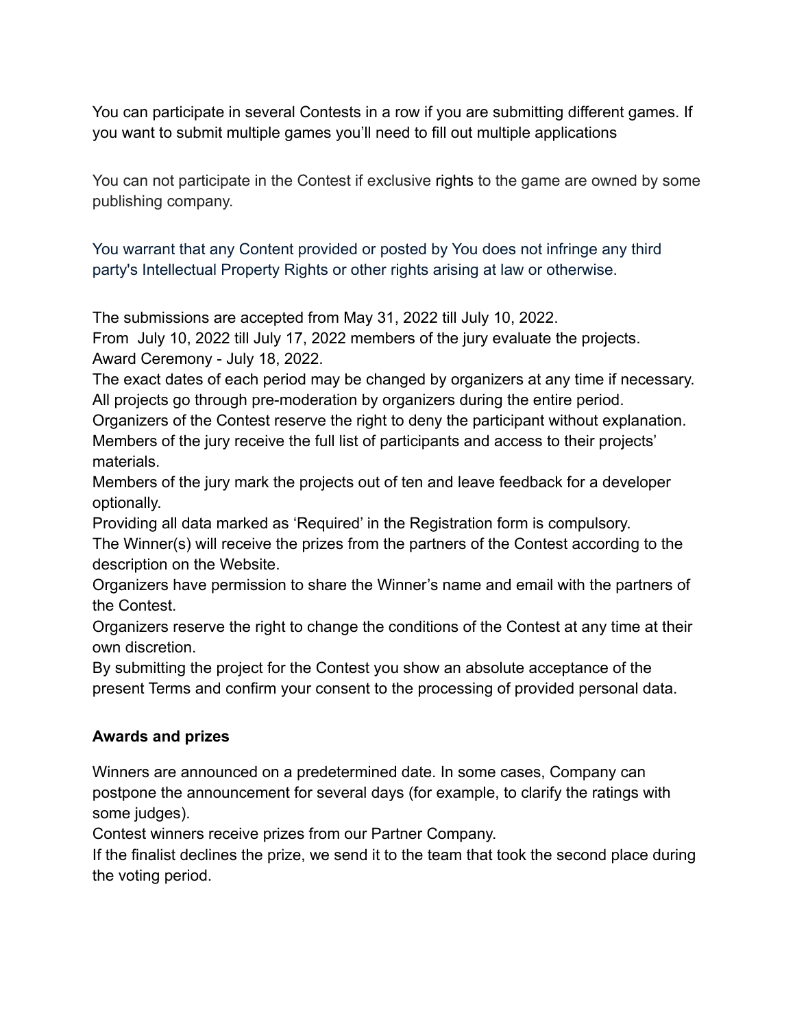You can participate in several Contests in a row if you are submitting different games. If you want to submit multiple games you'll need to fill out multiple applications

You can not participate in the Contest if exclusive rights to the game are owned by some publishing company.

You warrant that any Content provided or posted by You does not infringe any third party's Intellectual Property Rights or other rights arising at law or otherwise.

The submissions are accepted from May 31, 2022 till July 10, 2022.
From July 10, 2022 till July 17, 2022 members of the jury evaluate the projects.
Award Ceremony - July 18, 2022.
The exact dates of each period may be changed by organizers at any time if necessary.
All projects go through pre-moderation by organizers during the entire period.
Organizers of the Contest reserve the right to deny the participant without explanation.
Members of the jury receive the full list of participants and access to their projects' materials.
Members of the jury mark the projects out of ten and leave feedback for a developer optionally.
Providing all data marked as 'Required' in the Registration form is compulsory.
The Winner(s) will receive the prizes from the partners of the Contest according to the description on the Website.
Organizers have permission to share the Winner's name and email with the partners of the Contest.
Organizers reserve the right to change the conditions of the Contest at any time at their own discretion.
By submitting the project for the Contest you show an absolute acceptance of the present Terms and confirm your consent to the processing of provided personal data.

**Awards and prizes**

Winners are announced on a predetermined date. In some cases, Company can postpone the announcement for several days (for example, to clarify the ratings with some judges).
Contest winners receive prizes from our Partner Company.
If the finalist declines the prize, we send it to the team that took the second place during the voting period.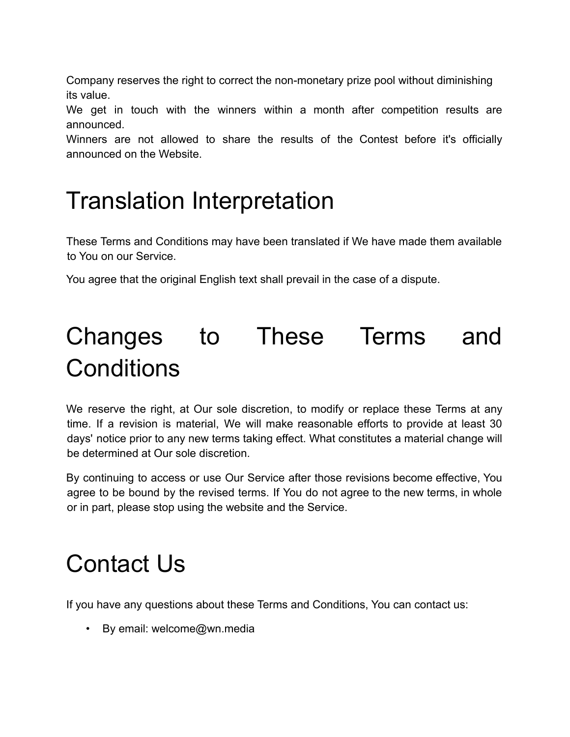Company reserves the right to correct the non-monetary prize pool without diminishing its value.
We get in touch with the winners within a month after competition results are announced.
Winners are not allowed to share the results of the Contest before it's officially announced on the Website.

# Translation Interpretation

These Terms and Conditions may have been translated if We have made them available to You on our Service.

You agree that the original English text shall prevail in the case of a dispute.

# Changes to These Terms and Conditions

We reserve the right, at Our sole discretion, to modify or replace these Terms at any time. If a revision is material, We will make reasonable efforts to provide at least 30 days' notice prior to any new terms taking effect. What constitutes a material change will be determined at Our sole discretion.

By continuing to access or use Our Service after those revisions become effective, You agree to be bound by the revised terms. If You do not agree to the new terms, in whole or in part, please stop using the website and the Service.

# Contact Us

If you have any questions about these Terms and Conditions, You can contact us:

- By email: welcome@wn.media